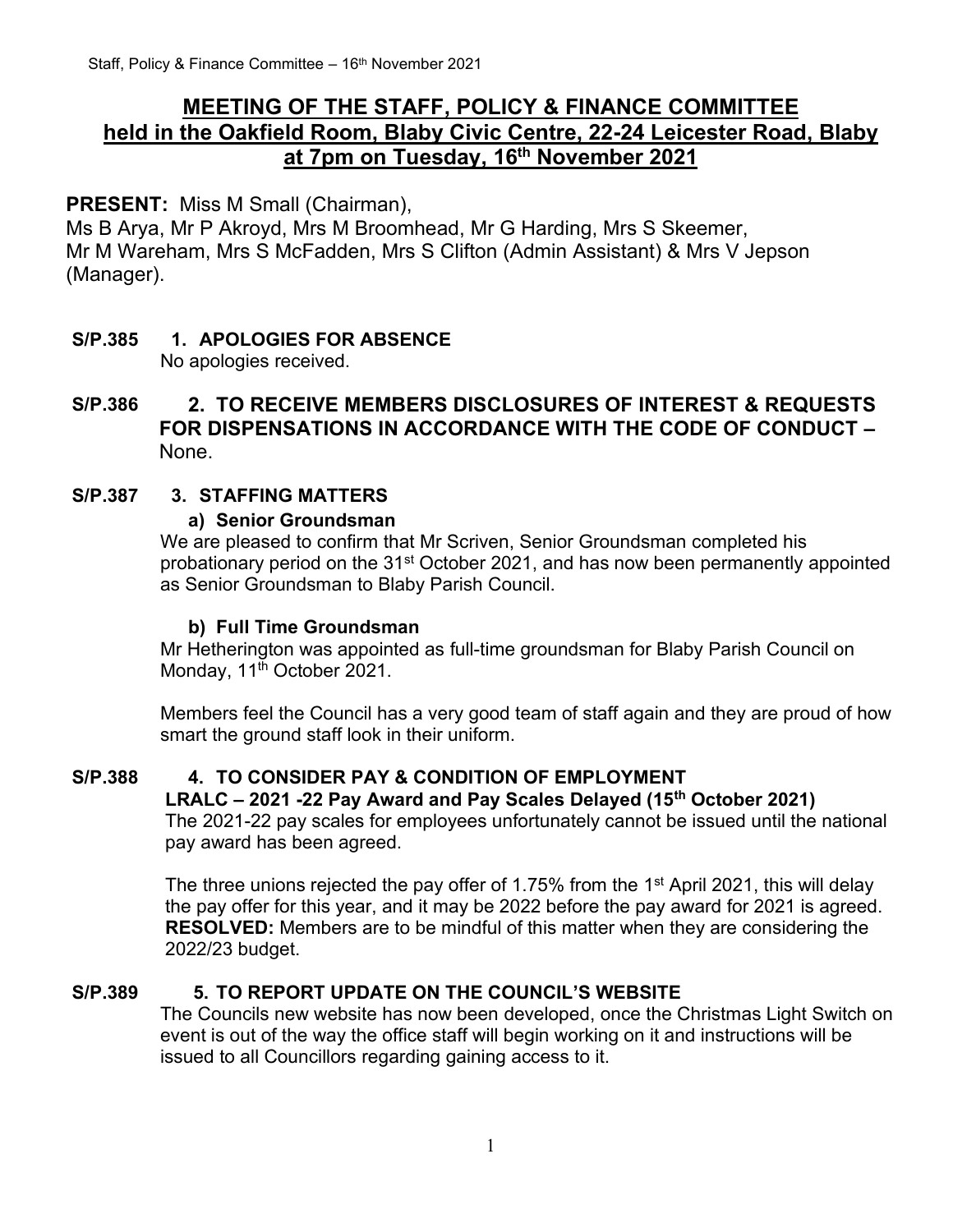# MEETING OF THE STAFF, POLICY & FINANCE COMMITTEE held in the Oakfield Room, Blaby Civic Centre, 22-24 Leicester Road, Blaby at 7pm on Tuesday, 16th November 2021

**PRESENT:** Miss M Small (Chairman),
Ms B Arya, Mr P Akroyd, Mrs M Broomhead, Mr G Harding, Mrs S Skeemer, Mr M Wareham, Mrs S McFadden, Mrs S Clifton (Admin Assistant) & Mrs V Jepson (Manager).

**S/P.385 1. APOLOGIES FOR ABSENCE**

No apologies received.

**S/P.386 2. TO RECEIVE MEMBERS DISCLOSURES OF INTEREST & REQUESTS FOR DISPENSATIONS IN ACCORDANCE WITH THE CODE OF CONDUCT –** None.

**S/P.387 3. STAFFING MATTERS**

**a) Senior Groundsman**

We are pleased to confirm that Mr Scriven, Senior Groundsman completed his probationary period on the 31st October 2021, and has now been permanently appointed as Senior Groundsman to Blaby Parish Council.

**b) Full Time Groundsman**

Mr Hetherington was appointed as full-time groundsman for Blaby Parish Council on Monday, 11th October 2021.

Members feel the Council has a very good team of staff again and they are proud of how smart the ground staff look in their uniform.

**S/P.388 4. TO CONSIDER PAY & CONDITION OF EMPLOYMENT**

**LRALC – 2021 -22 Pay Award and Pay Scales Delayed (15th October 2021)**

The 2021-22 pay scales for employees unfortunately cannot be issued until the national pay award has been agreed.

The three unions rejected the pay offer of 1.75% from the 1st April 2021, this will delay the pay offer for this year, and it may be 2022 before the pay award for 2021 is agreed.

**RESOLVED:** Members are to be mindful of this matter when they are considering the 2022/23 budget.

**S/P.389 5. TO REPORT UPDATE ON THE COUNCIL'S WEBSITE**

The Councils new website has now been developed, once the Christmas Light Switch on event is out of the way the office staff will begin working on it and instructions will be issued to all Councillors regarding gaining access to it.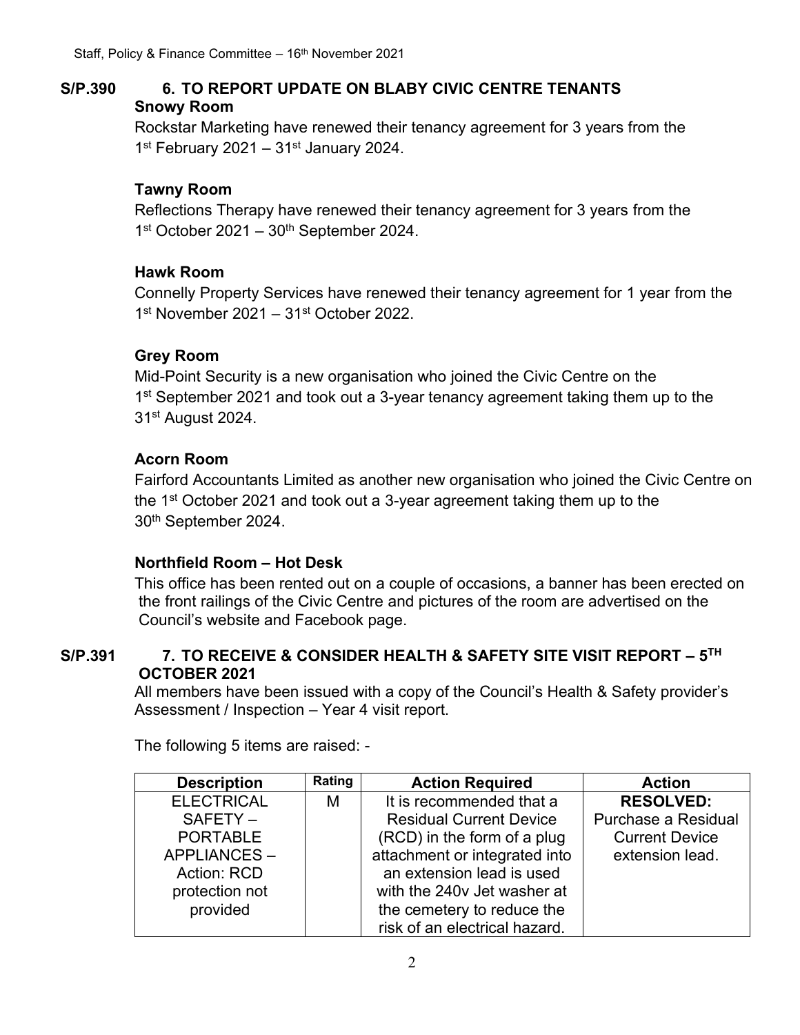**S/P.390 6. TO REPORT UPDATE ON BLABY CIVIC CENTRE TENANTS**

**Snowy Room**

Rockstar Marketing have renewed their tenancy agreement for 3 years from the 1st February 2021 – 31st January 2024.

**Tawny Room**

Reflections Therapy have renewed their tenancy agreement for 3 years from the 1st October 2021 – 30th September 2024.

**Hawk Room**

Connelly Property Services have renewed their tenancy agreement for 1 year from the 1st November 2021 – 31st October 2022.

**Grey Room**

Mid-Point Security is a new organisation who joined the Civic Centre on the 1st September 2021 and took out a 3-year tenancy agreement taking them up to the 31st August 2024.

**Acorn Room**

Fairford Accountants Limited as another new organisation who joined the Civic Centre on the 1st October 2021 and took out a 3-year agreement taking them up to the 30th September 2024.

**Northfield Room – Hot Desk**

This office has been rented out on a couple of occasions, a banner has been erected on the front railings of the Civic Centre and pictures of the room are advertised on the Council's website and Facebook page.

**S/P.391 7. TO RECEIVE & CONSIDER HEALTH & SAFETY SITE VISIT REPORT – 5TH OCTOBER 2021**

All members have been issued with a copy of the Council's Health & Safety provider's Assessment / Inspection – Year 4 visit report.

The following 5 items are raised: -

| Description | Rating | Action Required | Action |
| --- | --- | --- | --- |
| ELECTRICAL SAFETY – PORTABLE APPLIANCES – Action: RCD protection not provided | M | It is recommended that a Residual Current Device (RCD) in the form of a plug attachment or integrated into an extension lead is used with the 240v Jet washer at the cemetery to reduce the risk of an electrical hazard. | **RESOLVED:** Purchase a Residual Current Device extension lead. |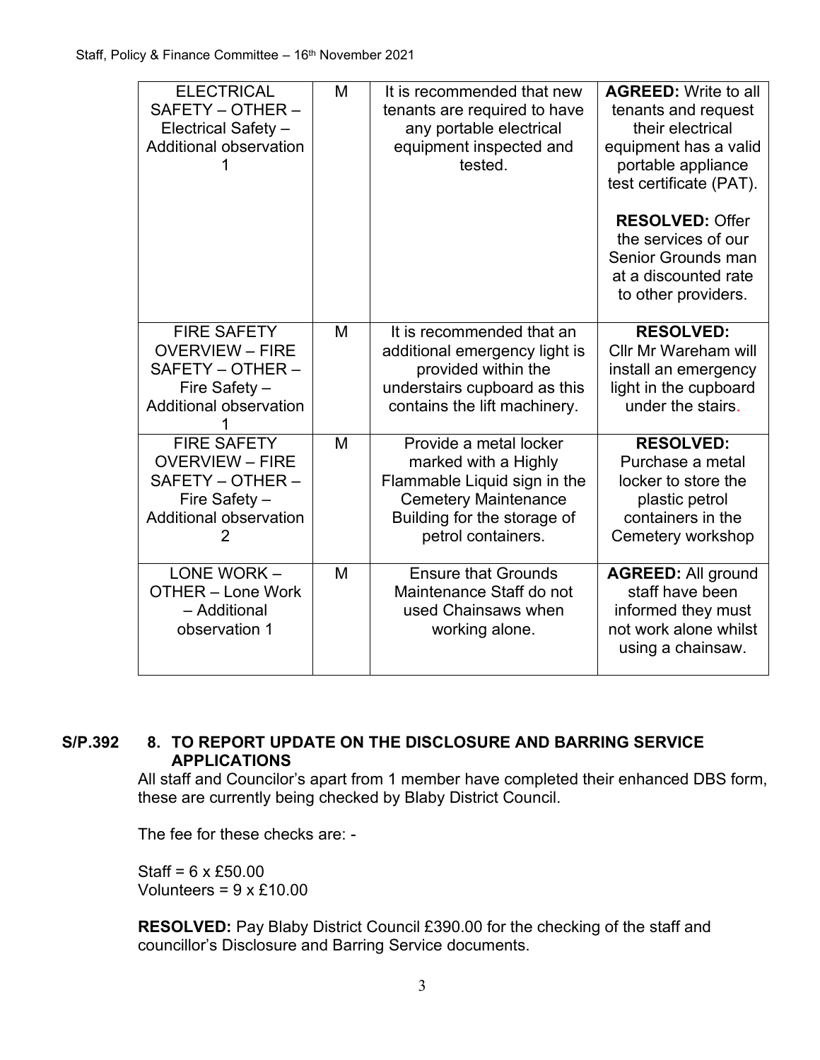| ELECTRICAL SAFETY – OTHER – Electrical Safety – Additional observation 1 | M | It is recommended that new tenants are required to have any portable electrical equipment inspected and tested. | **AGREED:** Write to all tenants and request their electrical equipment has a valid portable appliance test certificate (PAT).<br><br>**RESOLVED:** Offer the services of our Senior Grounds man at a discounted rate to other providers. |
|---|---|---|---|
| FIRE SAFETY OVERVIEW – FIRE SAFETY – OTHER – Fire Safety – Additional observation 1 | M | It is recommended that an additional emergency light is provided within the understairs cupboard as this contains the lift machinery. | **RESOLVED:** Cllr Mr Wareham will install an emergency light in the cupboard under the stairs. |
| FIRE SAFETY OVERVIEW – FIRE SAFETY – OTHER – Fire Safety – Additional observation 2 | M | Provide a metal locker marked with a Highly Flammable Liquid sign in the Cemetery Maintenance Building for the storage of petrol containers. | **RESOLVED:** Purchase a metal locker to store the plastic petrol containers in the Cemetery workshop |
| LONE WORK – OTHER – Lone Work – Additional observation 1 | M | Ensure that Grounds Maintenance Staff do not used Chainsaws when working alone. | **AGREED:** All ground staff have been informed they must not work alone whilst using a chainsaw. |

**S/P.392 8. TO REPORT UPDATE ON THE DISCLOSURE AND BARRING SERVICE APPLICATIONS**

All staff and Councilor's apart from 1 member have completed their enhanced DBS form, these are currently being checked by Blaby District Council.

The fee for these checks are: -

Staff = 6 x £50.00
Volunteers = 9 x £10.00

**RESOLVED:** Pay Blaby District Council £390.00 for the checking of the staff and councillor's Disclosure and Barring Service documents.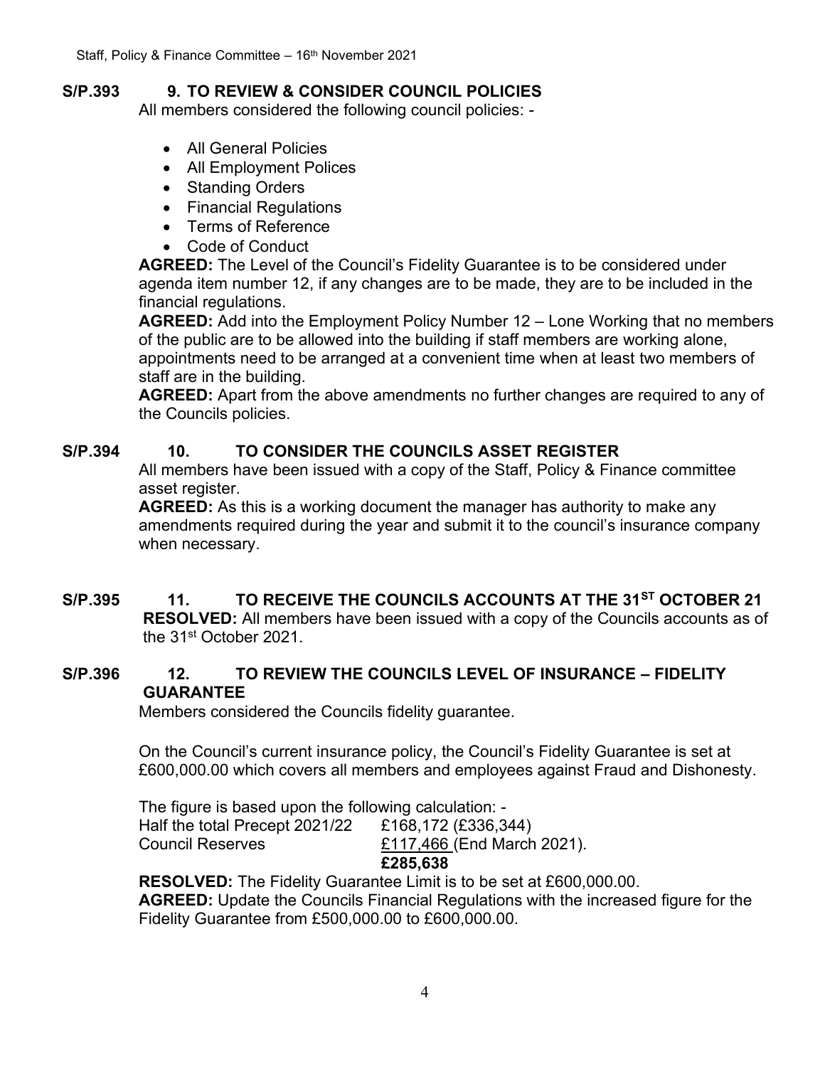**S/P.393 9. TO REVIEW & CONSIDER COUNCIL POLICIES**

All members considered the following council policies: -

- All General Policies
- All Employment Polices
- Standing Orders
- Financial Regulations
- Terms of Reference
- Code of Conduct

**AGREED:** The Level of the Council's Fidelity Guarantee is to be considered under agenda item number 12, if any changes are to be made, they are to be included in the financial regulations.

**AGREED:** Add into the Employment Policy Number 12 – Lone Working that no members of the public are to be allowed into the building if staff members are working alone, appointments need to be arranged at a convenient time when at least two members of staff are in the building.

**AGREED:** Apart from the above amendments no further changes are required to any of the Councils policies.

**S/P.394 10. TO CONSIDER THE COUNCILS ASSET REGISTER**

All members have been issued with a copy of the Staff, Policy & Finance committee asset register.

**AGREED:** As this is a working document the manager has authority to make any amendments required during the year and submit it to the council's insurance company when necessary.

**S/P.395 11. TO RECEIVE THE COUNCILS ACCOUNTS AT THE 31ST OCTOBER 21**

**RESOLVED:** All members have been issued with a copy of the Councils accounts as of the 31st October 2021.

**S/P.396 12. TO REVIEW THE COUNCILS LEVEL OF INSURANCE – FIDELITY GUARANTEE**

Members considered the Councils fidelity guarantee.

On the Council's current insurance policy, the Council's Fidelity Guarantee is set at £600,000.00 which covers all members and employees against Fraud and Dishonesty.

The figure is based upon the following calculation: -

| | |
|---|---|
| Half the total Precept 2021/22 | £168,172 (£336,344) |
| Council Reserves | £117,466 (End March 2021). |
| | **£285,638** |

**RESOLVED:** The Fidelity Guarantee Limit is to be set at £600,000.00.

**AGREED:** Update the Councils Financial Regulations with the increased figure for the Fidelity Guarantee from £500,000.00 to £600,000.00.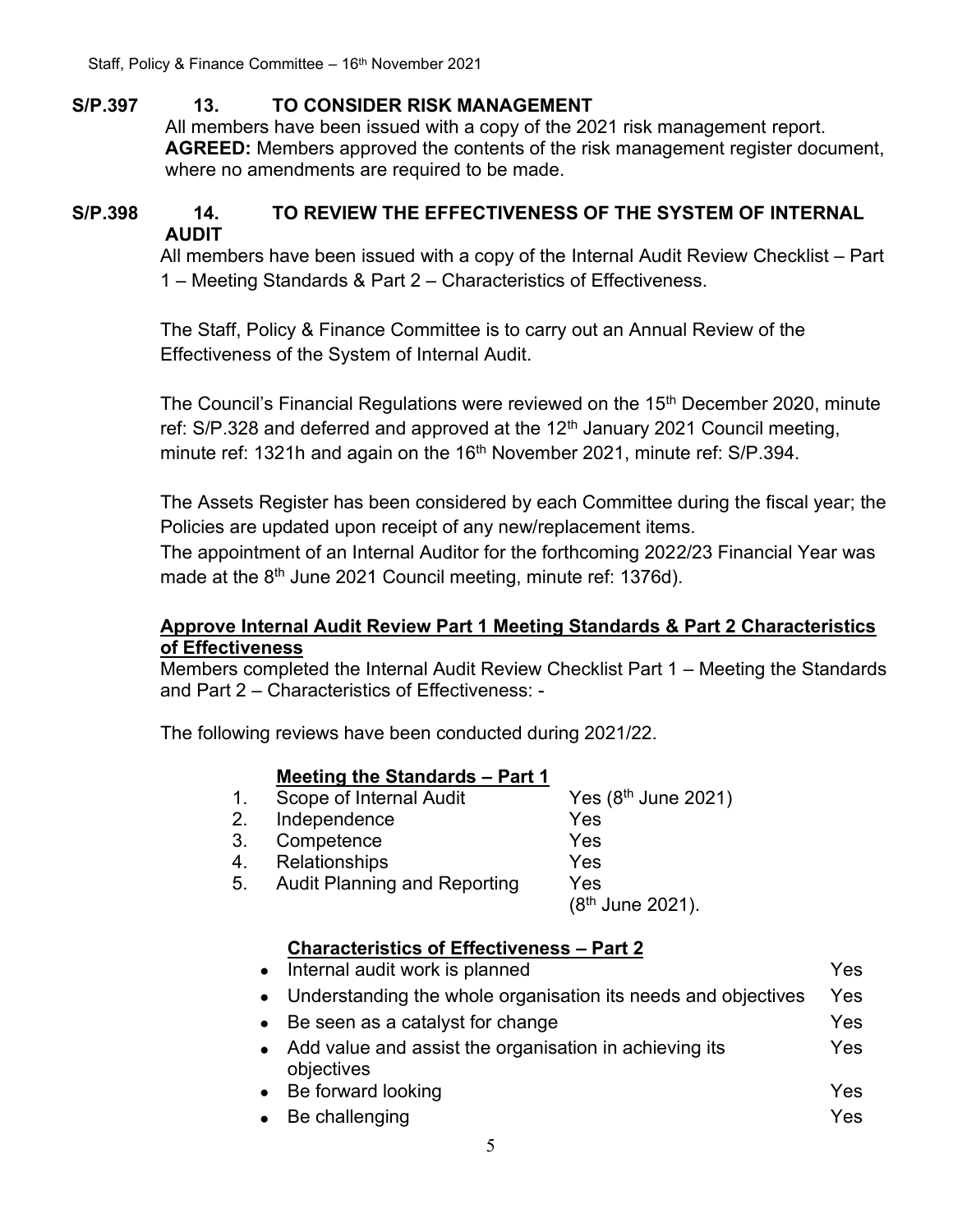**S/P.397 13. TO CONSIDER RISK MANAGEMENT**

All members have been issued with a copy of the 2021 risk management report.

**AGREED:** Members approved the contents of the risk management register document, where no amendments are required to be made.

**S/P.398 14. TO REVIEW THE EFFECTIVENESS OF THE SYSTEM OF INTERNAL AUDIT**

All members have been issued with a copy of the Internal Audit Review Checklist – Part 1 – Meeting Standards & Part 2 – Characteristics of Effectiveness.

The Staff, Policy & Finance Committee is to carry out an Annual Review of the Effectiveness of the System of Internal Audit.

The Council's Financial Regulations were reviewed on the 15th December 2020, minute ref: S/P.328 and deferred and approved at the 12th January 2021 Council meeting, minute ref: 1321h and again on the 16th November 2021, minute ref: S/P.394.

The Assets Register has been considered by each Committee during the fiscal year; the Policies are updated upon receipt of any new/replacement items.

The appointment of an Internal Auditor for the forthcoming 2022/23 Financial Year was made at the 8th June 2021 Council meeting, minute ref: 1376d).

**Approve Internal Audit Review Part 1 Meeting Standards & Part 2 Characteristics of Effectiveness**

Members completed the Internal Audit Review Checklist Part 1 – Meeting the Standards and Part 2 – Characteristics of Effectiveness: -

The following reviews have been conducted during 2021/22.

**Meeting the Standards – Part 1**

| | | |
|---|---|---|
| 1. | Scope of Internal Audit | Yes (8th June 2021) |
| 2. | Independence | Yes |
| 3. | Competence | Yes |
| 4. | Relationships | Yes |
| 5. | Audit Planning and Reporting | Yes (8th June 2021). |

**Characteristics of Effectiveness – Part 2**

| | |
|---|---|
| • Internal audit work is planned | Yes |
| • Understanding the whole organisation its needs and objectives | Yes |
| • Be seen as a catalyst for change | Yes |
| • Add value and assist the organisation in achieving its objectives | Yes |
| • Be forward looking | Yes |
| • Be challenging | Yes |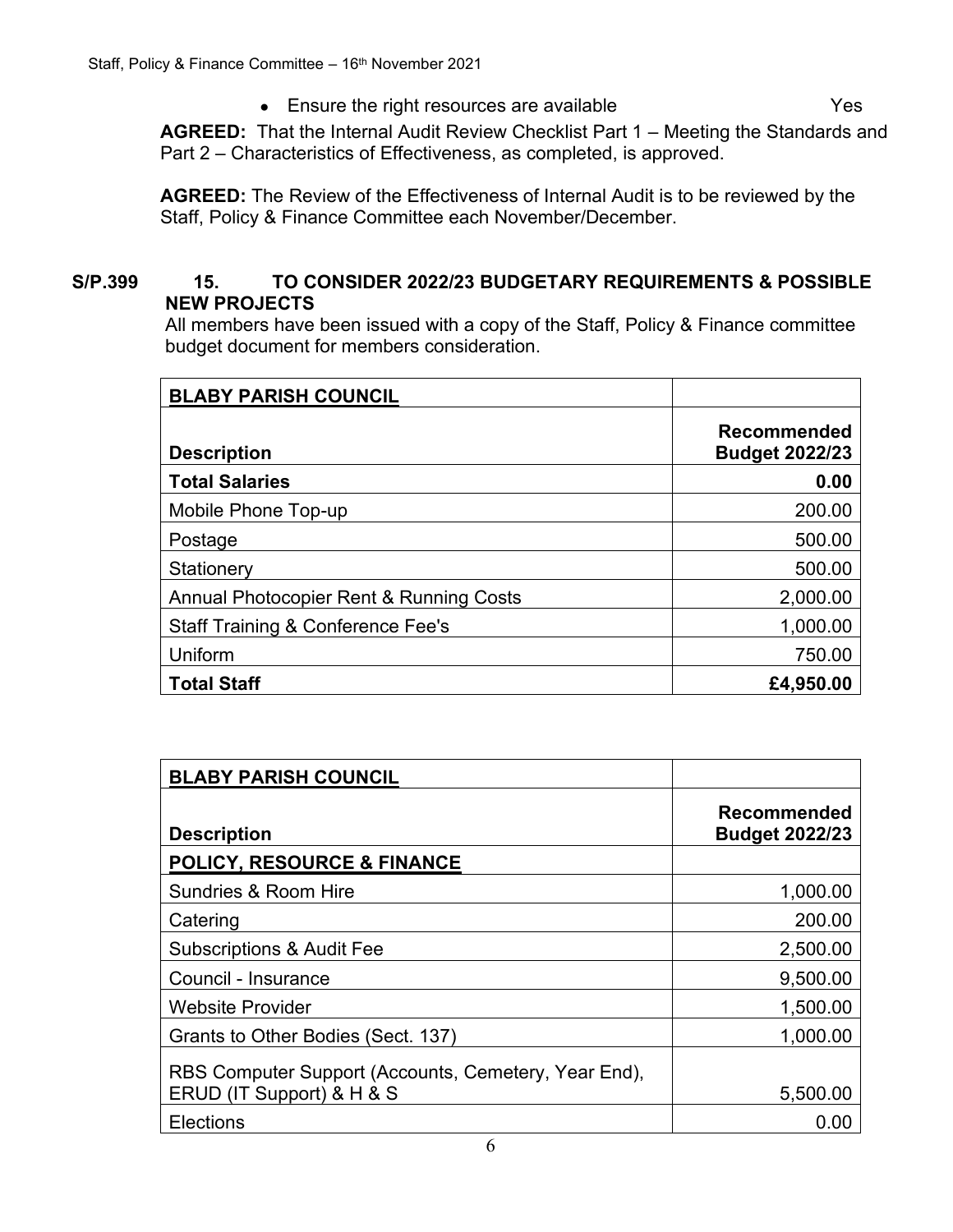- Ensure the right resources are available Yes

**AGREED:** That the Internal Audit Review Checklist Part 1 – Meeting the Standards and Part 2 – Characteristics of Effectiveness, as completed, is approved.

**AGREED:** The Review of the Effectiveness of Internal Audit is to be reviewed by the Staff, Policy & Finance Committee each November/December.

**S/P.399 15. TO CONSIDER 2022/23 BUDGETARY REQUIREMENTS & POSSIBLE NEW PROJECTS**

All members have been issued with a copy of the Staff, Policy & Finance committee budget document for members consideration.

| **BLABY PARISH COUNCIL** | |
|---|---|
| **Description** | **Recommended Budget 2022/23** |
| **Total Salaries** | **0.00** |
| Mobile Phone Top-up | 200.00 |
| Postage | 500.00 |
| Stationery | 500.00 |
| Annual Photocopier Rent & Running Costs | 2,000.00 |
| Staff Training & Conference Fee's | 1,000.00 |
| Uniform | 750.00 |
| **Total Staff** | **£4,950.00** |

| **BLABY PARISH COUNCIL** | |
|---|---|
| **Description** | **Recommended Budget 2022/23** |
| **POLICY, RESOURCE & FINANCE** | |
| Sundries & Room Hire | 1,000.00 |
| Catering | 200.00 |
| Subscriptions & Audit Fee | 2,500.00 |
| Council - Insurance | 9,500.00 |
| Website Provider | 1,500.00 |
| Grants to Other Bodies (Sect. 137) | 1,000.00 |
| RBS Computer Support (Accounts, Cemetery, Year End), ERUD (IT Support) & H & S | 5,500.00 |
| Elections | 0.00 |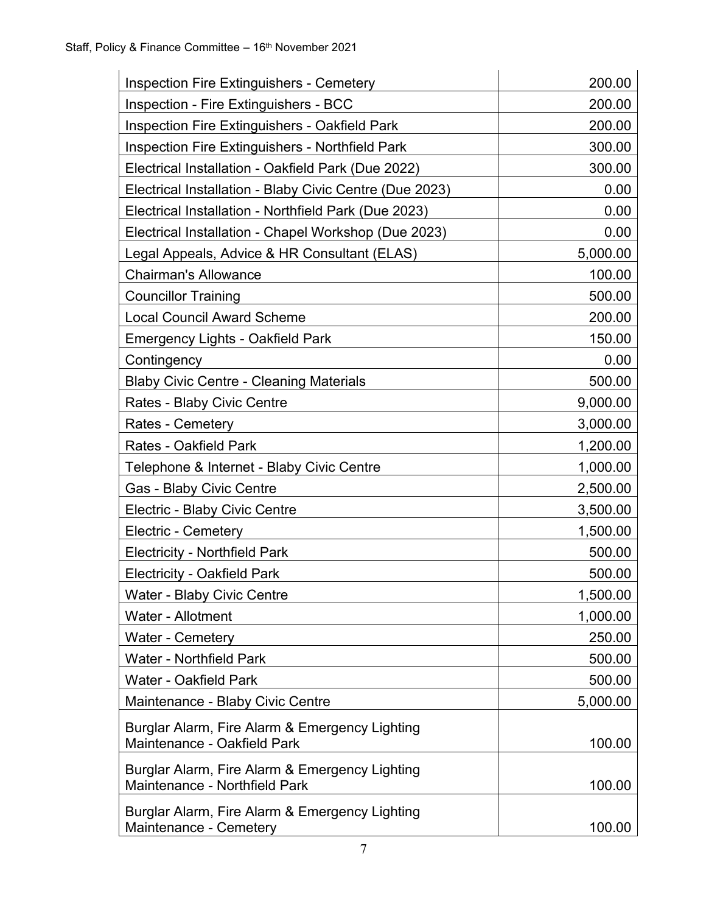| | |
|---|---|
| Inspection Fire Extinguishers - Cemetery | 200.00 |
| Inspection - Fire Extinguishers - BCC | 200.00 |
| Inspection Fire Extinguishers - Oakfield Park | 200.00 |
| Inspection Fire Extinguishers - Northfield Park | 300.00 |
| Electrical Installation - Oakfield Park (Due 2022) | 300.00 |
| Electrical Installation - Blaby Civic Centre (Due 2023) | 0.00 |
| Electrical Installation - Northfield Park (Due 2023) | 0.00 |
| Electrical Installation - Chapel Workshop (Due 2023) | 0.00 |
| Legal Appeals, Advice & HR Consultant (ELAS) | 5,000.00 |
| Chairman's Allowance | 100.00 |
| Councillor Training | 500.00 |
| Local Council Award Scheme | 200.00 |
| Emergency Lights - Oakfield Park | 150.00 |
| Contingency | 0.00 |
| Blaby Civic Centre - Cleaning Materials | 500.00 |
| Rates - Blaby Civic Centre | 9,000.00 |
| Rates - Cemetery | 3,000.00 |
| Rates - Oakfield Park | 1,200.00 |
| Telephone & Internet - Blaby Civic Centre | 1,000.00 |
| Gas - Blaby Civic Centre | 2,500.00 |
| Electric - Blaby Civic Centre | 3,500.00 |
| Electric - Cemetery | 1,500.00 |
| Electricity - Northfield Park | 500.00 |
| Electricity - Oakfield Park | 500.00 |
| Water - Blaby Civic Centre | 1,500.00 |
| Water - Allotment | 1,000.00 |
| Water - Cemetery | 250.00 |
| Water - Northfield Park | 500.00 |
| Water - Oakfield Park | 500.00 |
| Maintenance - Blaby Civic Centre | 5,000.00 |
| Burglar Alarm, Fire Alarm & Emergency Lighting Maintenance - Oakfield Park | 100.00 |
| Burglar Alarm, Fire Alarm & Emergency Lighting Maintenance - Northfield Park | 100.00 |
| Burglar Alarm, Fire Alarm & Emergency Lighting Maintenance - Cemetery | 100.00 |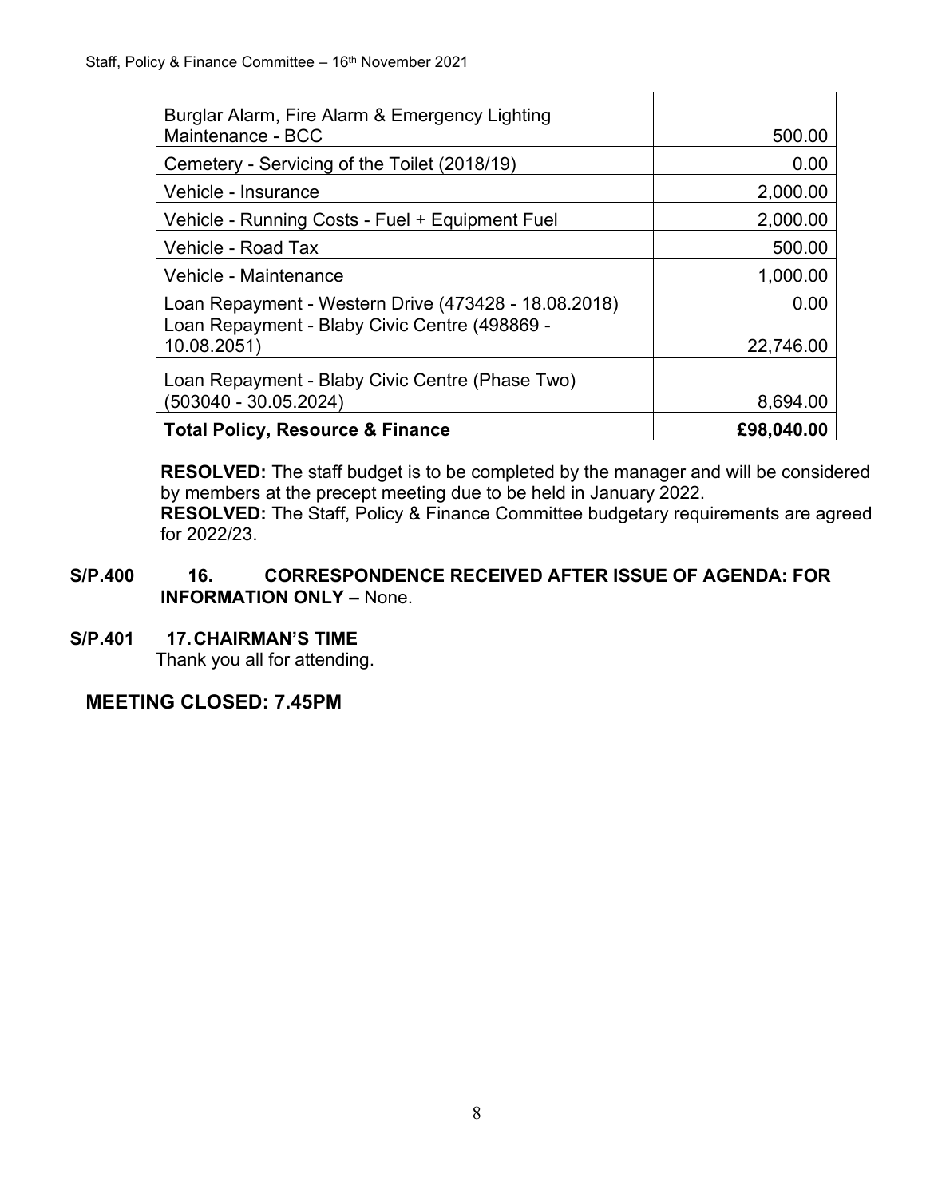| | |
|---|---|
| Burglar Alarm, Fire Alarm & Emergency Lighting Maintenance - BCC | 500.00 |
| Cemetery - Servicing of the Toilet (2018/19) | 0.00 |
| Vehicle - Insurance | 2,000.00 |
| Vehicle - Running Costs - Fuel + Equipment Fuel | 2,000.00 |
| Vehicle - Road Tax | 500.00 |
| Vehicle - Maintenance | 1,000.00 |
| Loan Repayment - Western Drive (473428 - 18.08.2018) | 0.00 |
| Loan Repayment - Blaby Civic Centre (498869 - 10.08.2051) | 22,746.00 |
| Loan Repayment - Blaby Civic Centre (Phase Two) (503040 - 30.05.2024) | 8,694.00 |
| **Total Policy, Resource & Finance** | **£98,040.00** |

**RESOLVED:** The staff budget is to be completed by the manager and will be considered by members at the precept meeting due to be held in January 2022.
**RESOLVED:** The Staff, Policy & Finance Committee budgetary requirements are agreed for 2022/23.

**S/P.400 16. CORRESPONDENCE RECEIVED AFTER ISSUE OF AGENDA: FOR INFORMATION ONLY –** None.

**S/P.401 17. CHAIRMAN'S TIME**
Thank you all for attending.

**MEETING CLOSED: 7.45PM**